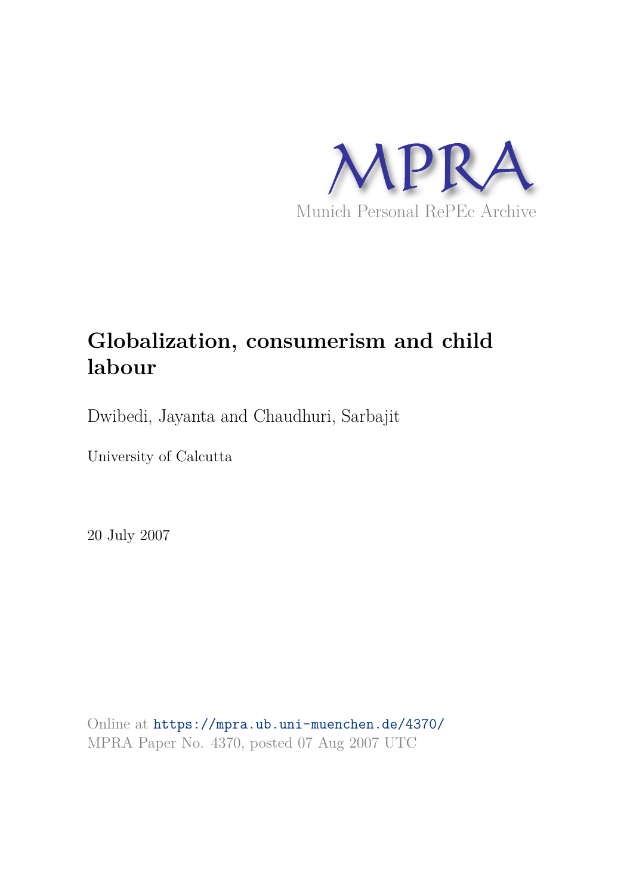MPRA

Munich Personal RePEc Archive

# Globalization, consumerism and child labour

Dwibedi, Jayanta and Chaudhuri, Sarbajit

University of Calcutta

20 July 2007

Online at https://mpra.ub.uni-muenchen.de/4370/
MPRA Paper No. 4370, posted 07 Aug 2007 UTC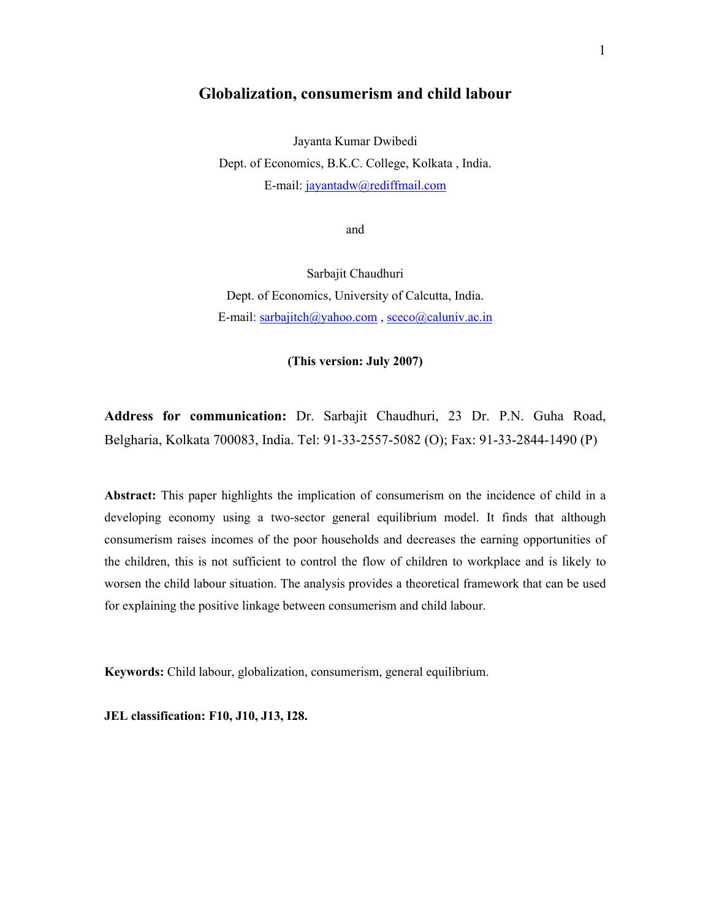# Globalization, consumerism and child labour

Jayanta Kumar Dwibedi
Dept. of Economics, B.K.C. College, Kolkata , India.
E-mail: jayantadw@rediffmail.com

and

Sarbajit Chaudhuri
Dept. of Economics, University of Calcutta, India.
E-mail: sarbajitch@yahoo.com , sceco@caluniv.ac.in

**(This version: July 2007)**

**Address for communication:** Dr. Sarbajit Chaudhuri, 23 Dr. P.N. Guha Road, Belgharia, Kolkata 700083, India. Tel: 91-33-2557-5082 (O); Fax: 91-33-2844-1490 (P)

**Abstract:** This paper highlights the implication of consumerism on the incidence of child in a developing economy using a two-sector general equilibrium model. It finds that although consumerism raises incomes of the poor households and decreases the earning opportunities of the children, this is not sufficient to control the flow of children to workplace and is likely to worsen the child labour situation. The analysis provides a theoretical framework that can be used for explaining the positive linkage between consumerism and child labour.

**Keywords:** Child labour, globalization, consumerism, general equilibrium.

**JEL classification: F10, J10, J13, I28.**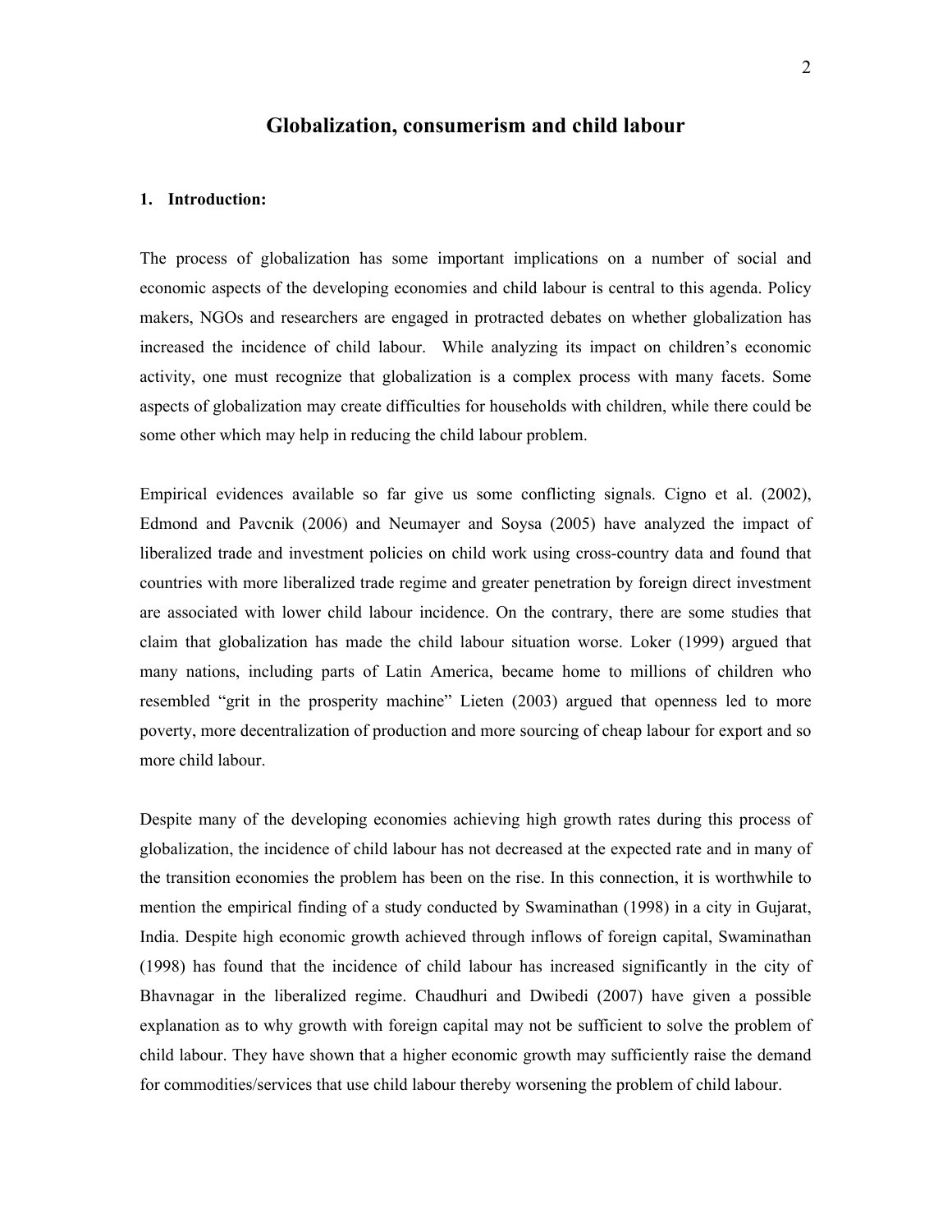# Globalization, consumerism and child labour

## 1. Introduction:

The process of globalization has some important implications on a number of social and economic aspects of the developing economies and child labour is central to this agenda. Policy makers, NGOs and researchers are engaged in protracted debates on whether globalization has increased the incidence of child labour. While analyzing its impact on children's economic activity, one must recognize that globalization is a complex process with many facets. Some aspects of globalization may create difficulties for households with children, while there could be some other which may help in reducing the child labour problem.

Empirical evidences available so far give us some conflicting signals. Cigno et al. (2002), Edmond and Pavcnik (2006) and Neumayer and Soysa (2005) have analyzed the impact of liberalized trade and investment policies on child work using cross-country data and found that countries with more liberalized trade regime and greater penetration by foreign direct investment are associated with lower child labour incidence. On the contrary, there are some studies that claim that globalization has made the child labour situation worse. Loker (1999) argued that many nations, including parts of Latin America, became home to millions of children who resembled "grit in the prosperity machine" Lieten (2003) argued that openness led to more poverty, more decentralization of production and more sourcing of cheap labour for export and so more child labour.

Despite many of the developing economies achieving high growth rates during this process of globalization, the incidence of child labour has not decreased at the expected rate and in many of the transition economies the problem has been on the rise. In this connection, it is worthwhile to mention the empirical finding of a study conducted by Swaminathan (1998) in a city in Gujarat, India. Despite high economic growth achieved through inflows of foreign capital, Swaminathan (1998) has found that the incidence of child labour has increased significantly in the city of Bhavnagar in the liberalized regime. Chaudhuri and Dwibedi (2007) have given a possible explanation as to why growth with foreign capital may not be sufficient to solve the problem of child labour. They have shown that a higher economic growth may sufficiently raise the demand for commodities/services that use child labour thereby worsening the problem of child labour.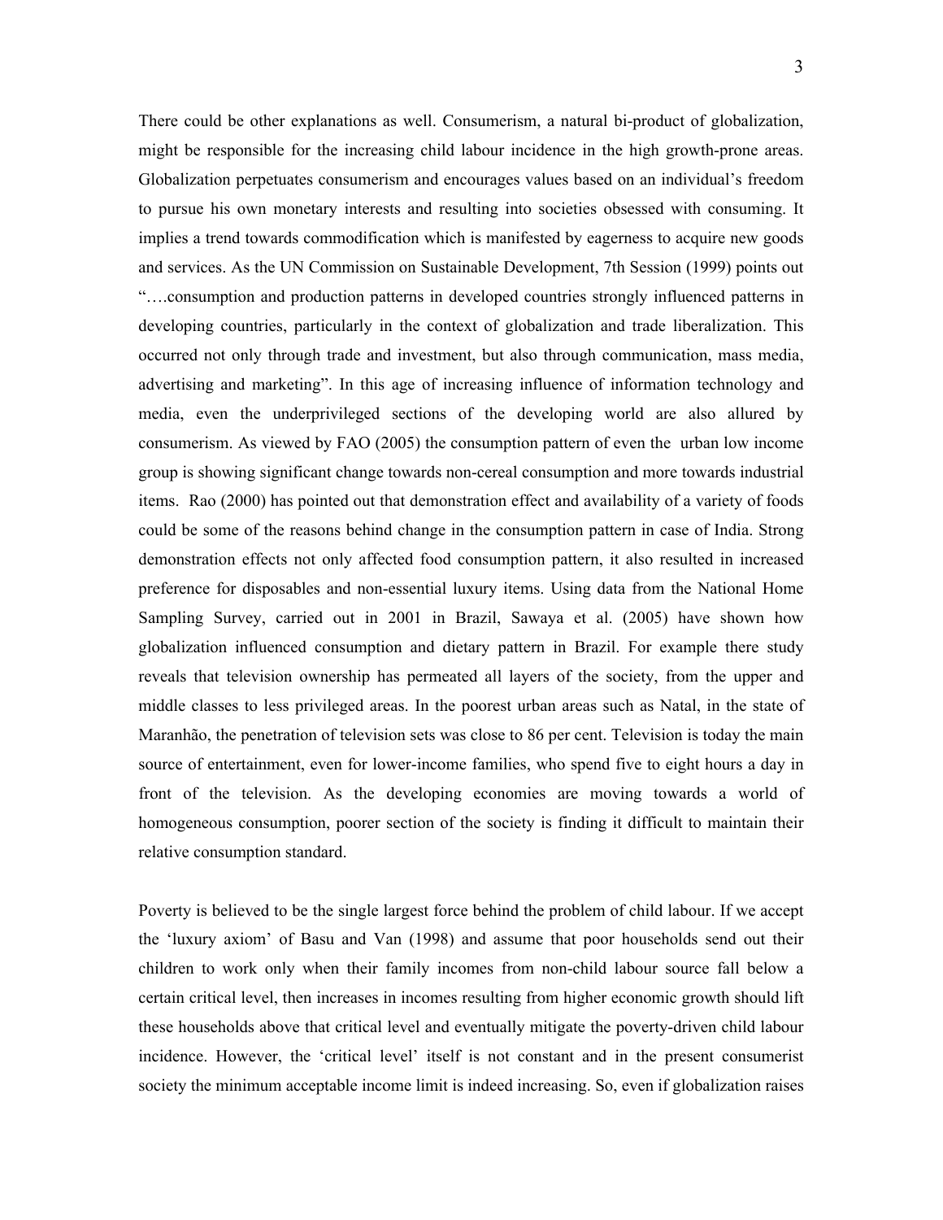There could be other explanations as well. Consumerism, a natural bi-product of globalization, might be responsible for the increasing child labour incidence in the high growth-prone areas. Globalization perpetuates consumerism and encourages values based on an individual's freedom to pursue his own monetary interests and resulting into societies obsessed with consuming. It implies a trend towards commodification which is manifested by eagerness to acquire new goods and services. As the UN Commission on Sustainable Development, 7th Session (1999) points out "….consumption and production patterns in developed countries strongly influenced patterns in developing countries, particularly in the context of globalization and trade liberalization. This occurred not only through trade and investment, but also through communication, mass media, advertising and marketing". In this age of increasing influence of information technology and media, even the underprivileged sections of the developing world are also allured by consumerism. As viewed by FAO (2005) the consumption pattern of even the urban low income group is showing significant change towards non-cereal consumption and more towards industrial items. Rao (2000) has pointed out that demonstration effect and availability of a variety of foods could be some of the reasons behind change in the consumption pattern in case of India. Strong demonstration effects not only affected food consumption pattern, it also resulted in increased preference for disposables and non-essential luxury items. Using data from the National Home Sampling Survey, carried out in 2001 in Brazil, Sawaya et al. (2005) have shown how globalization influenced consumption and dietary pattern in Brazil. For example there study reveals that television ownership has permeated all layers of the society, from the upper and middle classes to less privileged areas. In the poorest urban areas such as Natal, in the state of Maranhão, the penetration of television sets was close to 86 per cent. Television is today the main source of entertainment, even for lower-income families, who spend five to eight hours a day in front of the television. As the developing economies are moving towards a world of homogeneous consumption, poorer section of the society is finding it difficult to maintain their relative consumption standard.

Poverty is believed to be the single largest force behind the problem of child labour. If we accept the 'luxury axiom' of Basu and Van (1998) and assume that poor households send out their children to work only when their family incomes from non-child labour source fall below a certain critical level, then increases in incomes resulting from higher economic growth should lift these households above that critical level and eventually mitigate the poverty-driven child labour incidence. However, the 'critical level' itself is not constant and in the present consumerist society the minimum acceptable income limit is indeed increasing. So, even if globalization raises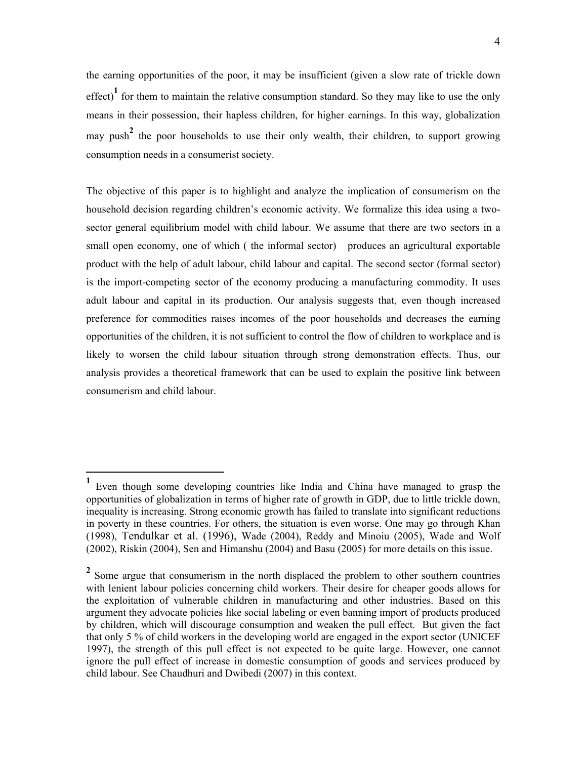the earning opportunities of the poor, it may be insufficient (given a slow rate of trickle down effect)[1] for them to maintain the relative consumption standard. So they may like to use the only means in their possession, their hapless children, for higher earnings. In this way, globalization may push[2] the poor households to use their only wealth, their children, to support growing consumption needs in a consumerist society.

The objective of this paper is to highlight and analyze the implication of consumerism on the household decision regarding children's economic activity. We formalize this idea using a two-sector general equilibrium model with child labour. We assume that there are two sectors in a small open economy, one of which ( the informal sector) produces an agricultural exportable product with the help of adult labour, child labour and capital. The second sector (formal sector) is the import-competing sector of the economy producing a manufacturing commodity. It uses adult labour and capital in its production. Our analysis suggests that, even though increased preference for commodities raises incomes of the poor households and decreases the earning opportunities of the children, it is not sufficient to control the flow of children to workplace and is likely to worsen the child labour situation through strong demonstration effects. Thus, our analysis provides a theoretical framework that can be used to explain the positive link between consumerism and child labour.

---

[1] Even though some developing countries like India and China have managed to grasp the opportunities of globalization in terms of higher rate of growth in GDP, due to little trickle down, inequality is increasing. Strong economic growth has failed to translate into significant reductions in poverty in these countries. For others, the situation is even worse. One may go through Khan (1998), Tendulkar et al. (1996), Wade (2004), Reddy and Minoiu (2005), Wade and Wolf (2002), Riskin (2004), Sen and Himanshu (2004) and Basu (2005) for more details on this issue.

[2] Some argue that consumerism in the north displaced the problem to other southern countries with lenient labour policies concerning child workers. Their desire for cheaper goods allows for the exploitation of vulnerable children in manufacturing and other industries. Based on this argument they advocate policies like social labeling or even banning import of products produced by children, which will discourage consumption and weaken the pull effect. But given the fact that only 5 % of child workers in the developing world are engaged in the export sector (UNICEF 1997), the strength of this pull effect is not expected to be quite large. However, one cannot ignore the pull effect of increase in domestic consumption of goods and services produced by child labour. See Chaudhuri and Dwibedi (2007) in this context.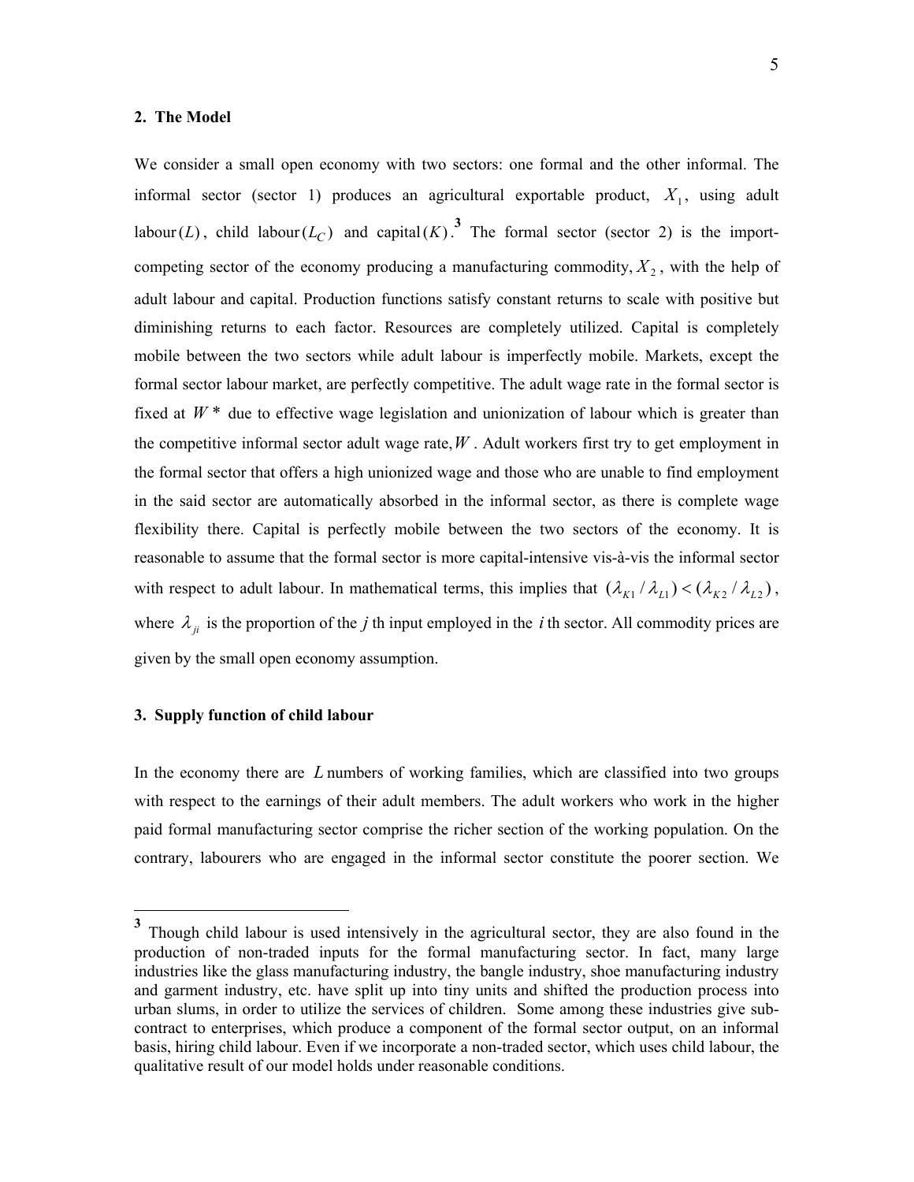## 2. The Model

We consider a small open economy with two sectors: one formal and the other informal. The informal sector (sector 1) produces an agricultural exportable product, $X_1$, using adult labour$(L)$, child labour$(L_C)$ and capital$(K)$.[3] The formal sector (sector 2) is the import-competing sector of the economy producing a manufacturing commodity, $X_2$, with the help of adult labour and capital. Production functions satisfy constant returns to scale with positive but diminishing returns to each factor. Resources are completely utilized. Capital is completely mobile between the two sectors while adult labour is imperfectly mobile. Markets, except the formal sector labour market, are perfectly competitive. The adult wage rate in the formal sector is fixed at $W^*$ due to effective wage legislation and unionization of labour which is greater than the competitive informal sector adult wage rate, $W$. Adult workers first try to get employment in the formal sector that offers a high unionized wage and those who are unable to find employment in the said sector are automatically absorbed in the informal sector, as there is complete wage flexibility there. Capital is perfectly mobile between the two sectors of the economy. It is reasonable to assume that the formal sector is more capital-intensive vis-à-vis the informal sector with respect to adult labour. In mathematical terms, this implies that $(\lambda_{K1}/\lambda_{L1}) < (\lambda_{K2}/\lambda_{L2})$, where $\lambda_{ji}$ is the proportion of the $j$ th input employed in the $i$ th sector. All commodity prices are given by the small open economy assumption.

## 3. Supply function of child labour

In the economy there are $L$ numbers of working families, which are classified into two groups with respect to the earnings of their adult members. The adult workers who work in the higher paid formal manufacturing sector comprise the richer section of the working population. On the contrary, labourers who are engaged in the informal sector constitute the poorer section. We

---

[3] Though child labour is used intensively in the agricultural sector, they are also found in the production of non-traded inputs for the formal manufacturing sector. In fact, many large industries like the glass manufacturing industry, the bangle industry, shoe manufacturing industry and garment industry, etc. have split up into tiny units and shifted the production process into urban slums, in order to utilize the services of children. Some among these industries give sub-contract to enterprises, which produce a component of the formal sector output, on an informal basis, hiring child labour. Even if we incorporate a non-traded sector, which uses child labour, the qualitative result of our model holds under reasonable conditions.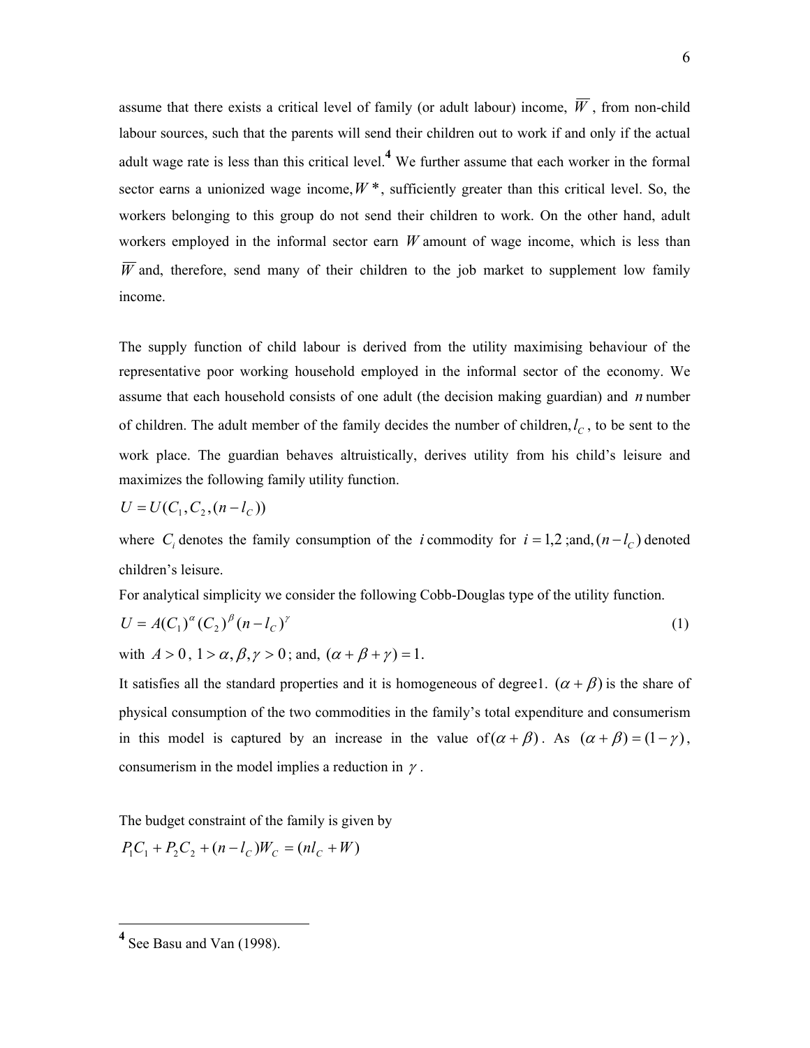assume that there exists a critical level of family (or adult labour) income, $\overline{W}$, from non-child labour sources, such that the parents will send their children out to work if and only if the actual adult wage rate is less than this critical level.[4] We further assume that each worker in the formal sector earns a unionized wage income, $W^*$, sufficiently greater than this critical level. So, the workers belonging to this group do not send their children to work. On the other hand, adult workers employed in the informal sector earn $W$ amount of wage income, which is less than $\overline{W}$ and, therefore, send many of their children to the job market to supplement low family income.

The supply function of child labour is derived from the utility maximising behaviour of the representative poor working household employed in the informal sector of the economy. We assume that each household consists of one adult (the decision making guardian) and $n$ number of children. The adult member of the family decides the number of children, $l_C$, to be sent to the work place. The guardian behaves altruistically, derives utility from his child's leisure and maximizes the following family utility function.

$$U = U(C_1, C_2, (n - l_C))$$

where $C_i$ denotes the family consumption of the $i$ commodity for $i = 1,2$ ;and, $(n - l_C)$ denoted children's leisure.

For analytical simplicity we consider the following Cobb-Douglas type of the utility function.

$$U = A(C_1)^{\alpha}(C_2)^{\beta}(n - l_C)^{\gamma} \tag{1}$$

with $A > 0$, $1 > \alpha, \beta, \gamma > 0$; and, $(\alpha + \beta + \gamma) = 1$.

It satisfies all the standard properties and it is homogeneous of degree1. $(\alpha + \beta)$ is the share of physical consumption of the two commodities in the family's total expenditure and consumerism in this model is captured by an increase in the value of $(\alpha + \beta)$. As $(\alpha + \beta) = (1 - \gamma)$, consumerism in the model implies a reduction in $\gamma$.

The budget constraint of the family is given by

$$P_1C_1 + P_2C_2 + (n - l_C)W_C = (nl_C + W)$$

[4] See Basu and Van (1998).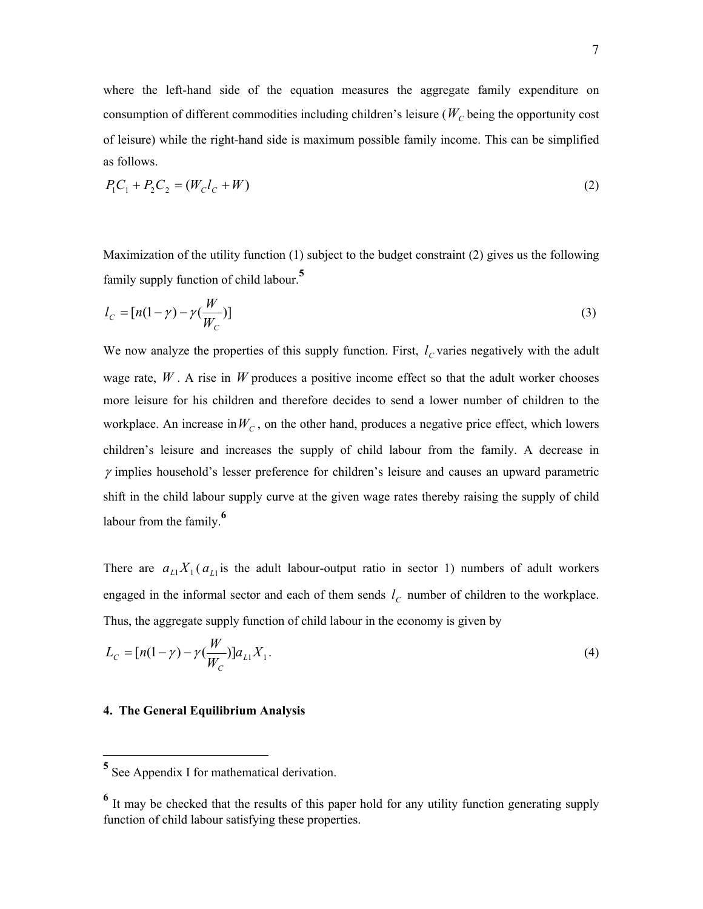where the left-hand side of the equation measures the aggregate family expenditure on consumption of different commodities including children's leisure ($W_C$ being the opportunity cost of leisure) while the right-hand side is maximum possible family income. This can be simplified as follows.

$$P_1C_1 + P_2C_2 = (W_C l_C + W) \tag{2}$$

Maximization of the utility function (1) subject to the budget constraint (2) gives us the following family supply function of child labour.[5]

$$l_C = [n(1-\gamma) - \gamma(\frac{W}{W_C})] \tag{3}$$

We now analyze the properties of this supply function. First, $l_C$ varies negatively with the adult wage rate, $W$. A rise in $W$ produces a positive income effect so that the adult worker chooses more leisure for his children and therefore decides to send a lower number of children to the workplace. An increase in $W_C$, on the other hand, produces a negative price effect, which lowers children's leisure and increases the supply of child labour from the family. A decrease in $\gamma$ implies household's lesser preference for children's leisure and causes an upward parametric shift in the child labour supply curve at the given wage rates thereby raising the supply of child labour from the family.[6]

There are $a_{L1}X_1$ ($a_{L1}$ is the adult labour-output ratio in sector 1) numbers of adult workers engaged in the informal sector and each of them sends $l_C$ number of children to the workplace. Thus, the aggregate supply function of child labour in the economy is given by

$$L_C = [n(1-\gamma) - \gamma(\frac{W}{W_C})]a_{L1}X_1. \tag{4}$$

**4. The General Equilibrium Analysis**

---

[5] See Appendix I for mathematical derivation.

[6] It may be checked that the results of this paper hold for any utility function generating supply function of child labour satisfying these properties.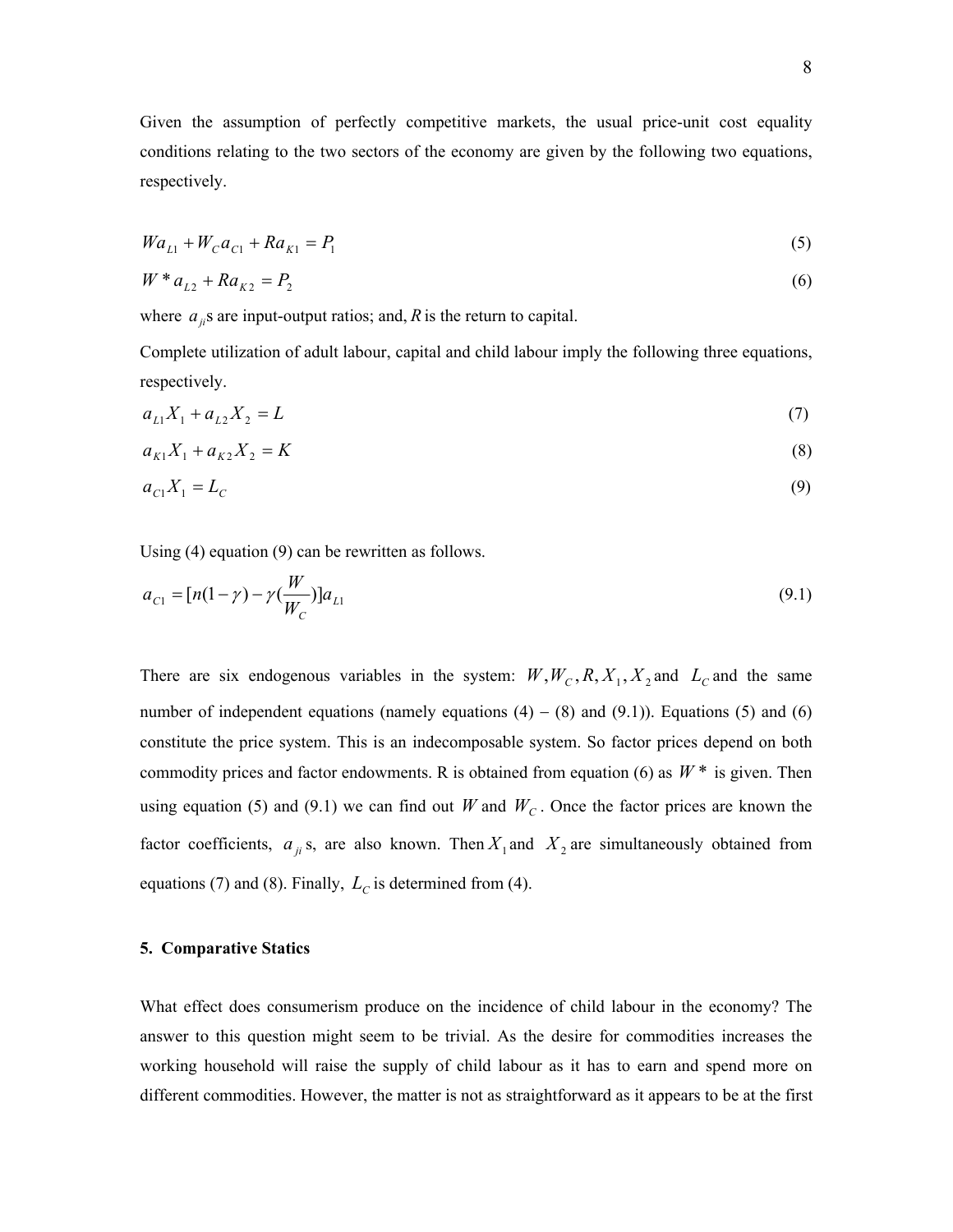Given the assumption of perfectly competitive markets, the usual price-unit cost equality conditions relating to the two sectors of the economy are given by the following two equations, respectively.

$$Wa_{L1} + W_C a_{C1} + Ra_{K1} = P_1 \tag{5}$$

$$W^* a_{L2} + Ra_{K2} = P_2 \tag{6}$$

where $a_{ji}$s are input-output ratios; and, $R$ is the return to capital.

Complete utilization of adult labour, capital and child labour imply the following three equations, respectively.

$$a_{L1}X_1 + a_{L2}X_2 = L \tag{7}$$

$$a_{K1}X_1 + a_{K2}X_2 = K \tag{8}$$

$$a_{C1}X_1 = L_C \tag{9}$$

Using (4) equation (9) can be rewritten as follows.

$$a_{C1} = [n(1-\gamma) - \gamma(\frac{W}{W_C})]a_{L1} \tag{9.1}$$

There are six endogenous variables in the system: $W, W_C, R, X_1, X_2$ and $L_C$ and the same number of independent equations (namely equations (4) − (8) and (9.1)). Equations (5) and (6) constitute the price system. This is an indecomposable system. So factor prices depend on both commodity prices and factor endowments. R is obtained from equation (6) as $W^*$ is given. Then using equation (5) and (9.1) we can find out $W$ and $W_C$. Once the factor prices are known the factor coefficients, $a_{ji}$ s, are also known. Then $X_1$ and $X_2$ are simultaneously obtained from equations (7) and (8). Finally, $L_C$ is determined from (4).

## 5. Comparative Statics

What effect does consumerism produce on the incidence of child labour in the economy? The answer to this question might seem to be trivial. As the desire for commodities increases the working household will raise the supply of child labour as it has to earn and spend more on different commodities. However, the matter is not as straightforward as it appears to be at the first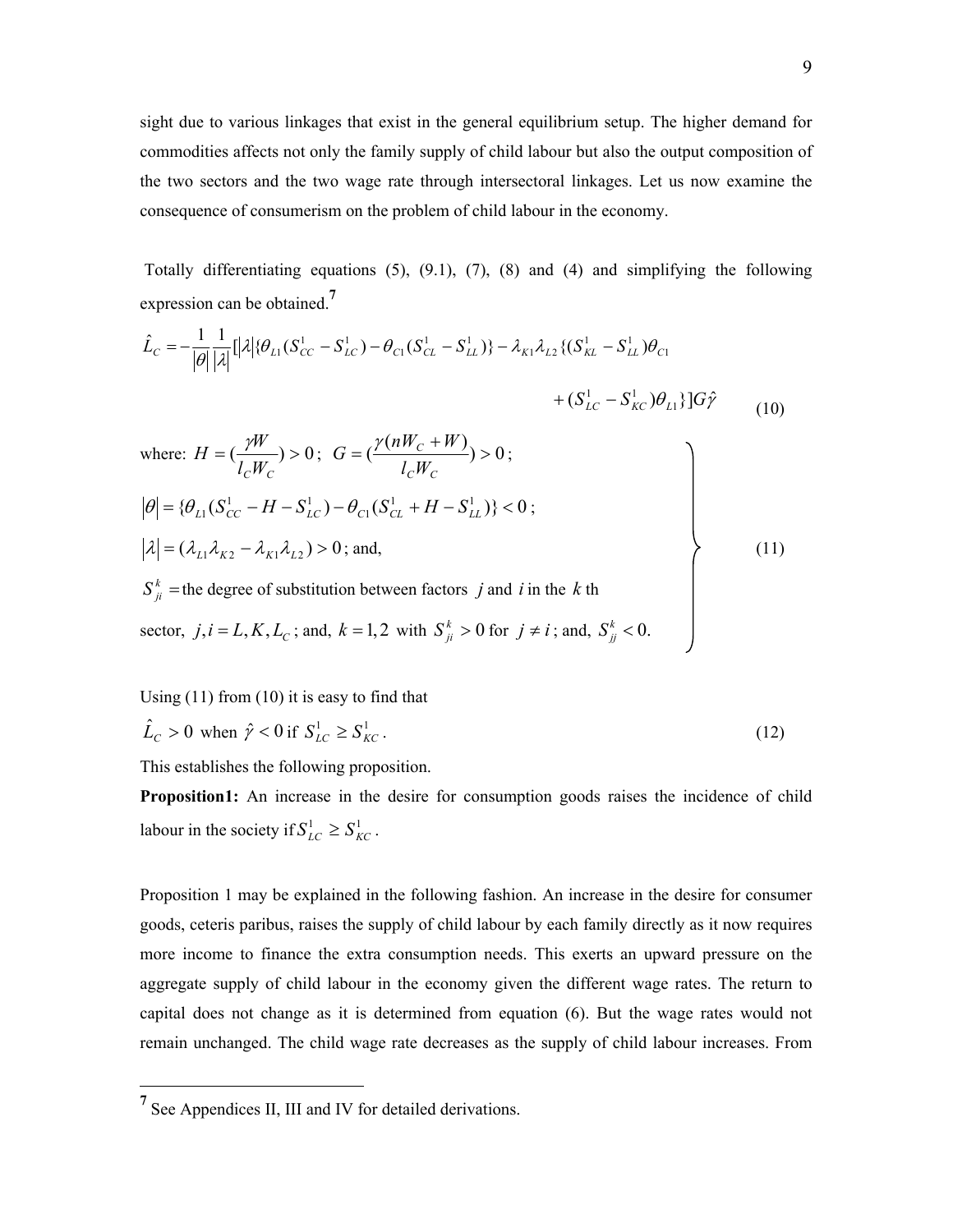sight due to various linkages that exist in the general equilibrium setup. The higher demand for commodities affects not only the family supply of child labour but also the output composition of the two sectors and the two wage rate through intersectoral linkages. Let us now examine the consequence of consumerism on the problem of child labour in the economy.

Totally differentiating equations (5), (9.1), (7), (8) and (4) and simplifying the following expression can be obtained.[7]

$$\hat{L}_C = -\frac{1}{|\theta|}\frac{1}{|\lambda|}[|\lambda|\{\theta_{L1}(S_{CC}^1 - S_{LC}^1) - \theta_{C1}(S_{CL}^1 - S_{LL}^1)\} - \lambda_{K1}\lambda_{L2}\{(S_{KL}^1 - S_{LL}^1)\theta_{C1} + (S_{LC}^1 - S_{KC}^1)\theta_{L1}\}]G\hat{\gamma} \tag{10}$$

where: $H = (\frac{\gamma W}{l_C W_C}) > 0$; $G = (\frac{\gamma(nW_C + W)}{l_C W_C}) > 0$;

$|\theta| = \{\theta_{L1}(S_{CC}^1 - H - S_{LC}^1) - \theta_{C1}(S_{CL}^1 + H - S_{LL}^1)\} < 0$;

$|\lambda| = (\lambda_{L1}\lambda_{K2} - \lambda_{K1}\lambda_{L2}) > 0$; and,

$S_{ji}^k =$ the degree of substitution between factors $j$ and $i$ in the $k$ th sector, $j, i = L, K, L_C$; and, $k = 1, 2$ with $S_{ji}^k > 0$ for $j \neq i$; and, $S_{jj}^k < 0$. (11)

Using (11) from (10) it is easy to find that

$$\hat{L}_C > 0 \text{ when } \hat{\gamma} < 0 \text{ if } S_{LC}^1 \geq S_{KC}^1. \tag{12}$$

This establishes the following proposition.

**Proposition1:** An increase in the desire for consumption goods raises the incidence of child labour in the society if $S_{LC}^1 \geq S_{KC}^1$.

Proposition 1 may be explained in the following fashion. An increase in the desire for consumer goods, ceteris paribus, raises the supply of child labour by each family directly as it now requires more income to finance the extra consumption needs. This exerts an upward pressure on the aggregate supply of child labour in the economy given the different wage rates. The return to capital does not change as it is determined from equation (6). But the wage rates would not remain unchanged. The child wage rate decreases as the supply of child labour increases. From

[7] See Appendices II, III and IV for detailed derivations.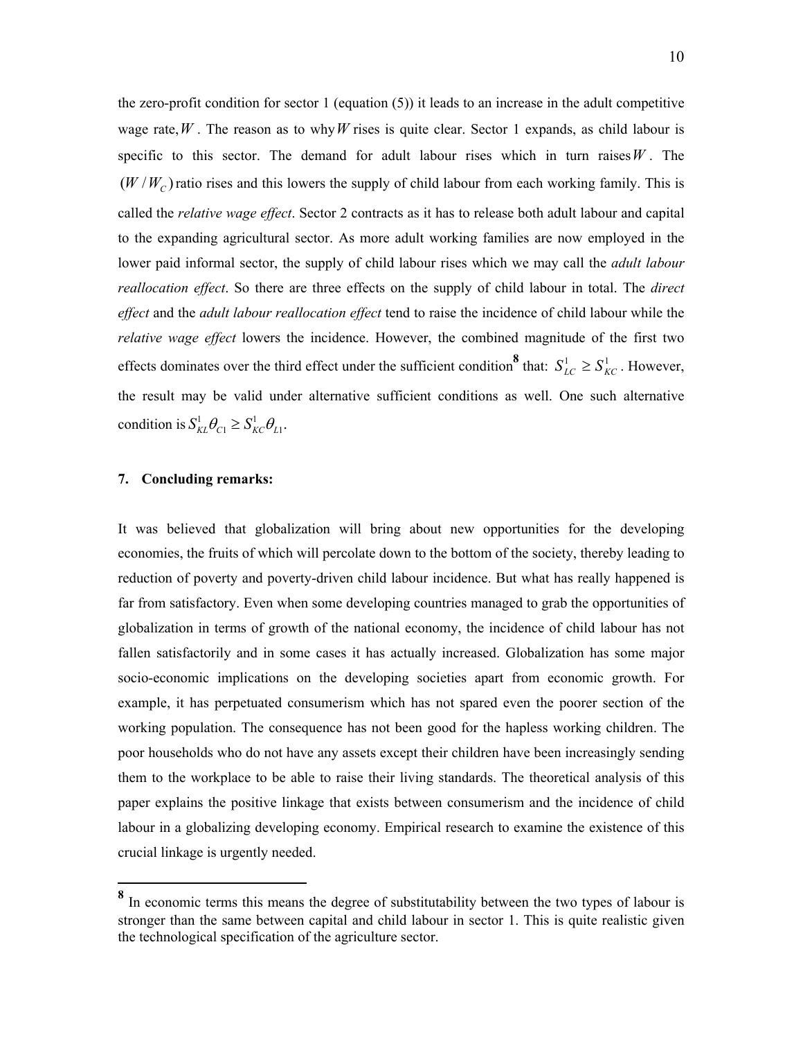the zero-profit condition for sector 1 (equation (5)) it leads to an increase in the adult competitive wage rate, $W$. The reason as to why $W$ rises is quite clear. Sector 1 expands, as child labour is specific to this sector. The demand for adult labour rises which in turn raises $W$. The $(W/W_C)$ ratio rises and this lowers the supply of child labour from each working family. This is called the *relative wage effect*. Sector 2 contracts as it has to release both adult labour and capital to the expanding agricultural sector. As more adult working families are now employed in the lower paid informal sector, the supply of child labour rises which we may call the *adult labour reallocation effect*. So there are three effects on the supply of child labour in total. The *direct effect* and the *adult labour reallocation effect* tend to raise the incidence of child labour while the *relative wage effect* lowers the incidence. However, the combined magnitude of the first two effects dominates over the third effect under the sufficient condition[8] that: $S_{LC}^1 \geq S_{KC}^1$. However, the result may be valid under alternative sufficient conditions as well. One such alternative condition is $S_{KL}^1 \theta_{C1} \geq S_{KC}^1 \theta_{L1}$.

## 7. Concluding remarks:

It was believed that globalization will bring about new opportunities for the developing economies, the fruits of which will percolate down to the bottom of the society, thereby leading to reduction of poverty and poverty-driven child labour incidence. But what has really happened is far from satisfactory. Even when some developing countries managed to grab the opportunities of globalization in terms of growth of the national economy, the incidence of child labour has not fallen satisfactorily and in some cases it has actually increased. Globalization has some major socio-economic implications on the developing societies apart from economic growth. For example, it has perpetuated consumerism which has not spared even the poorer section of the working population. The consequence has not been good for the hapless working children. The poor households who do not have any assets except their children have been increasingly sending them to the workplace to be able to raise their living standards. The theoretical analysis of this paper explains the positive linkage that exists between consumerism and the incidence of child labour in a globalizing developing economy. Empirical research to examine the existence of this crucial linkage is urgently needed.

---

[8] In economic terms this means the degree of substitutability between the two types of labour is stronger than the same between capital and child labour in sector 1. This is quite realistic given the technological specification of the agriculture sector.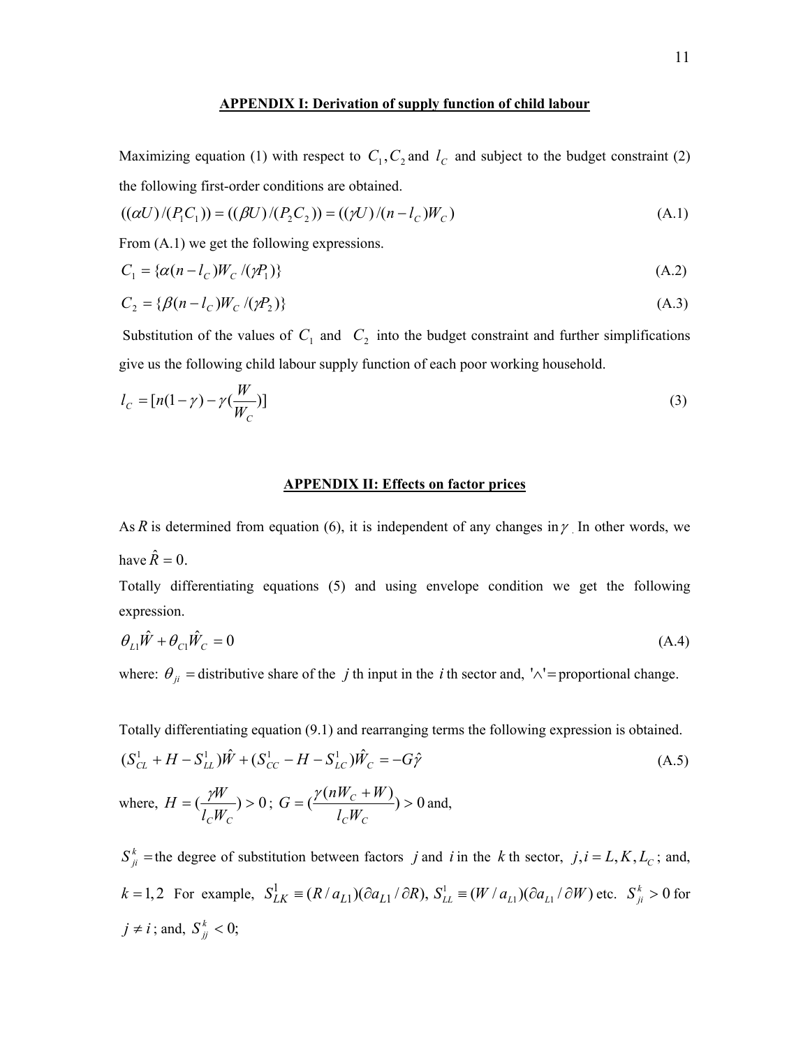## APPENDIX I: Derivation of supply function of child labour

Maximizing equation (1) with respect to $C_1, C_2$ and $l_C$ and subject to the budget constraint (2) the following first-order conditions are obtained.

$$((\alpha U)/(P_1 C_1)) = ((\beta U)/(P_2 C_2)) = ((\gamma U)/(n - l_C)W_C) \tag{A.1}$$

From (A.1) we get the following expressions.

$$C_1 = \{\alpha(n - l_C)W_C / (\gamma P_1)\} \tag{A.2}$$

$$C_2 = \{\beta(n - l_C)W_C / (\gamma P_2)\} \tag{A.3}$$

Substitution of the values of $C_1$ and $C_2$ into the budget constraint and further simplifications give us the following child labour supply function of each poor working household.

$$l_C = [n(1-\gamma) - \gamma(\frac{W}{W_C})] \tag{3}$$

## APPENDIX II: Effects on factor prices

As $R$ is determined from equation (6), it is independent of any changes in $\gamma$. In other words, we have $\hat{R} = 0$.

Totally differentiating equations (5) and using envelope condition we get the following expression.

$$\theta_{L1}\hat{W} + \theta_{C1}\hat{W}_C = 0 \tag{A.4}$$

where: $\theta_{ji}$ = distributive share of the $j$ th input in the $i$ th sector and, '$\wedge$' = proportional change.

Totally differentiating equation (9.1) and rearranging terms the following expression is obtained.

$$(S_{CL}^1 + H - S_{LL}^1)\hat{W} + (S_{CC}^1 - H - S_{LC}^1)\hat{W}_C = -G\hat{\gamma} \tag{A.5}$$

where, $H = (\frac{\gamma W}{l_C W_C}) > 0$; $G = (\frac{\gamma(nW_C + W)}{l_C W_C}) > 0$ and,

$S_{ji}^k$ = the degree of substitution between factors $j$ and $i$ in the $k$ th sector, $j, i = L, K, L_C$; and, $k = 1, 2$ For example, $S_{LK}^1 \equiv (R / a_{L1})(\partial a_{L1} / \partial R)$, $S_{LL}^1 \equiv (W / a_{L1})(\partial a_{L1} / \partial W)$ etc. $S_{ji}^k > 0$ for $j \neq i$; and, $S_{jj}^k < 0$;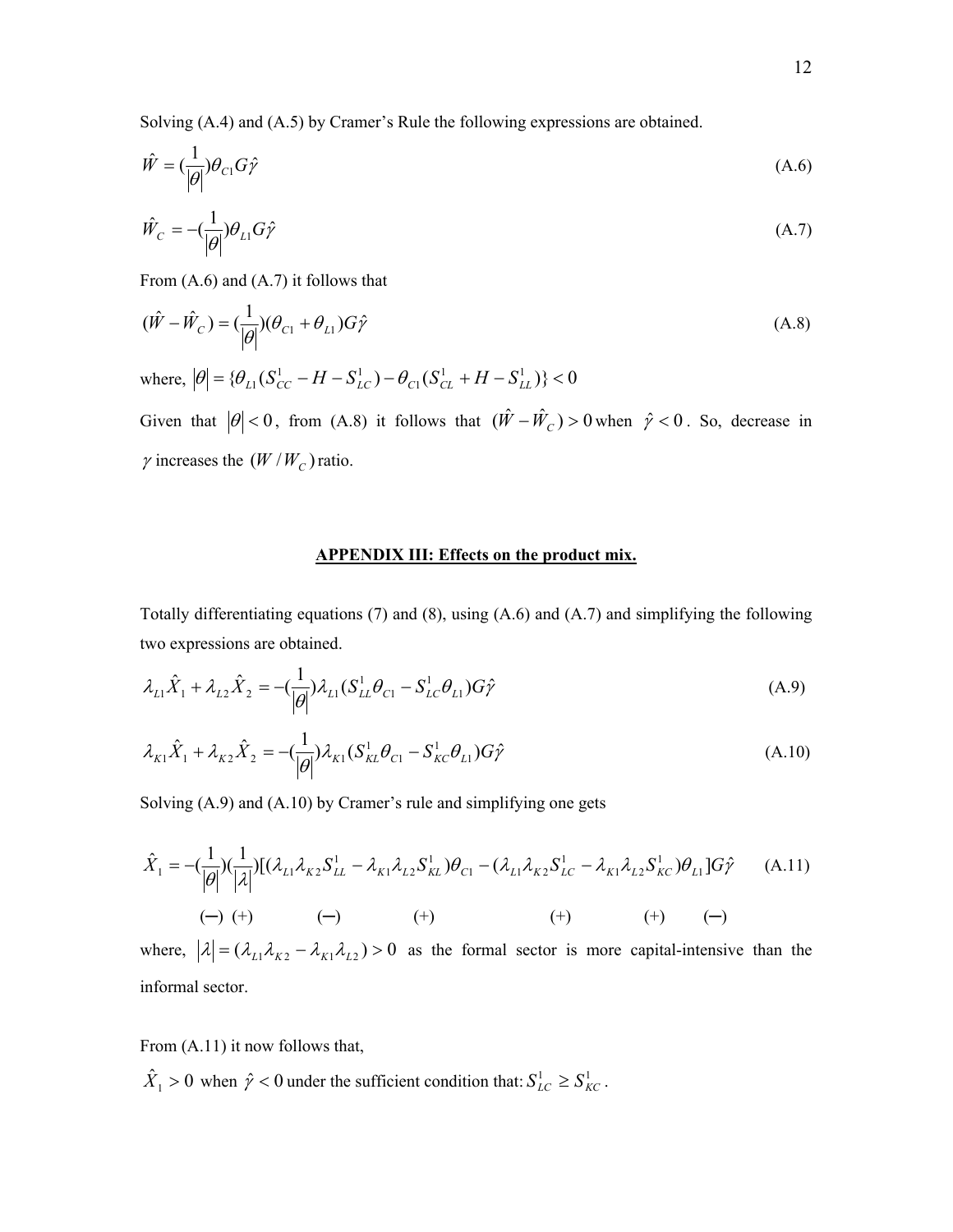Solving (A.4) and (A.5) by Cramer's Rule the following expressions are obtained.

$$\hat{W} = (\frac{1}{|\theta|})\theta_{C1} G\hat{\gamma} \tag{A.6}$$

$$\hat{W}_C = -(\frac{1}{|\theta|})\theta_{L1} G\hat{\gamma} \tag{A.7}$$

From (A.6) and (A.7) it follows that

$$(\hat{W} - \hat{W}_C) = (\frac{1}{|\theta|})(\theta_{C1} + \theta_{L1}) G\hat{\gamma} \tag{A.8}$$

where, $|\theta| = \{\theta_{L1}(S_{CC}^1 - H - S_{LC}^1) - \theta_{C1}(S_{CL}^1 + H - S_{LL}^1)\} < 0$

Given that $|\theta| < 0$, from (A.8) it follows that $(\hat{W} - \hat{W}_C) > 0$ when $\hat{\gamma} < 0$. So, decrease in $\gamma$ increases the $(W / W_C)$ ratio.

## APPENDIX III: Effects on the product mix.

Totally differentiating equations (7) and (8), using (A.6) and (A.7) and simplifying the following two expressions are obtained.

$$\lambda_{L1}\hat{X}_1 + \lambda_{L2}\hat{X}_2 = -(\frac{1}{|\theta|})\lambda_{L1}(S_{LL}^1\theta_{C1} - S_{LC}^1\theta_{L1}) G\hat{\gamma} \tag{A.9}$$

$$\lambda_{K1}\hat{X}_1 + \lambda_{K2}\hat{X}_2 = -(\frac{1}{|\theta|})\lambda_{K1}(S_{KL}^1\theta_{C1} - S_{KC}^1\theta_{L1}) G\hat{\gamma} \tag{A.10}$$

Solving (A.9) and (A.10) by Cramer's rule and simplifying one gets

$$\hat{X}_1 = -\underset{(-)}{(\frac{1}{|\theta|})}\underset{(+)}{(\frac{1}{|\lambda|})}[(\underset{(-)}{\lambda_{L1}\lambda_{K2}S_{LL}^1 - \lambda_{K1}\lambda_{L2}S_{KL}^1})\underset{(+)}{\theta_{C1}} - (\underset{(+)}{\lambda_{L1}\lambda_{K2}S_{LC}^1 - \lambda_{K1}\lambda_{L2}S_{KC}^1})\underset{(+)}{\theta_{L1}}]G\underset{(-)}{\hat{\gamma}} \tag{A.11}$$

where, $|\lambda| = (\lambda_{L1}\lambda_{K2} - \lambda_{K1}\lambda_{L2}) > 0$ as the formal sector is more capital-intensive than the informal sector.

From (A.11) it now follows that,

$\hat{X}_1 > 0$ when $\hat{\gamma} < 0$ under the sufficient condition that: $S_{LC}^1 \geq S_{KC}^1$.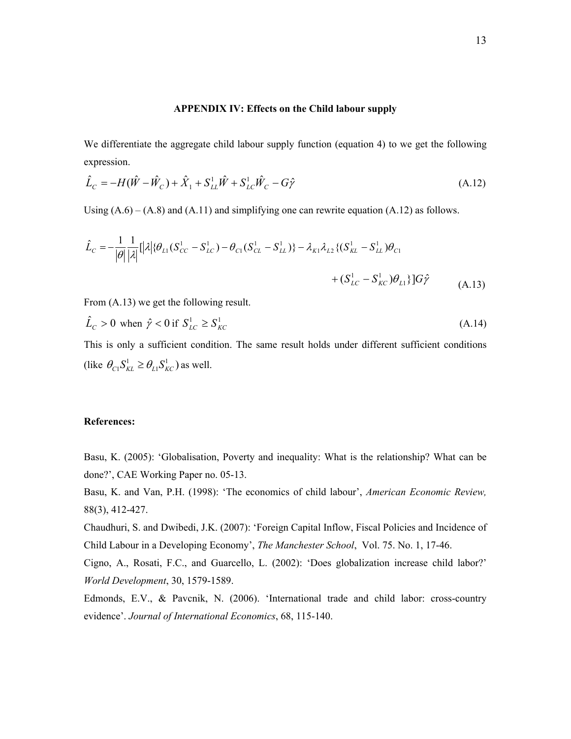### APPENDIX IV: Effects on the Child labour supply

We differentiate the aggregate child labour supply function (equation 4) to we get the following expression.

$$\hat{L}_C = -H(\hat{W} - \hat{W}_C) + \hat{X}_1 + S^1_{LL}\hat{W} + S^1_{LC}\hat{W}_C - G\hat{\gamma} \tag{A.12}$$

Using (A.6) – (A.8) and (A.11) and simplifying one can rewrite equation (A.12) as follows.

$$\hat{L}_C = -\frac{1}{|\theta|}\frac{1}{|\lambda|}[|\lambda|\{\theta_{L1}(S^1_{CC} - S^1_{LC}) - \theta_{C1}(S^1_{CL} - S^1_{LL})\} - \lambda_{K1}\lambda_{L2}\{(S^1_{KL} - S^1_{LL})\theta_{C1} + (S^1_{LC} - S^1_{KC})\theta_{L1}\}]G\hat{\gamma} \tag{A.13}$$

From (A.13) we get the following result.

$$\hat{L}_C > 0 \text{ when } \hat{\gamma} < 0 \text{ if } S^1_{LC} \geq S^1_{KC} \tag{A.14}$$

This is only a sufficient condition. The same result holds under different sufficient conditions (like $\theta_{C1}S^1_{KL} \geq \theta_{L1}S^1_{KC}$) as well.

**References:**

Basu, K. (2005): 'Globalisation, Poverty and inequality: What is the relationship? What can be done?', CAE Working Paper no. 05-13.

Basu, K. and Van, P.H. (1998): 'The economics of child labour', *American Economic Review,* 88(3), 412-427.

Chaudhuri, S. and Dwibedi, J.K. (2007): 'Foreign Capital Inflow, Fiscal Policies and Incidence of Child Labour in a Developing Economy', *The Manchester School*, Vol. 75. No. 1, 17-46.

Cigno, A., Rosati, F.C., and Guarcello, L. (2002): 'Does globalization increase child labor?' *World Development*, 30, 1579-1589.

Edmonds, E.V., & Pavcnik, N. (2006). 'International trade and child labor: cross-country evidence'. *Journal of International Economics*, 68, 115-140.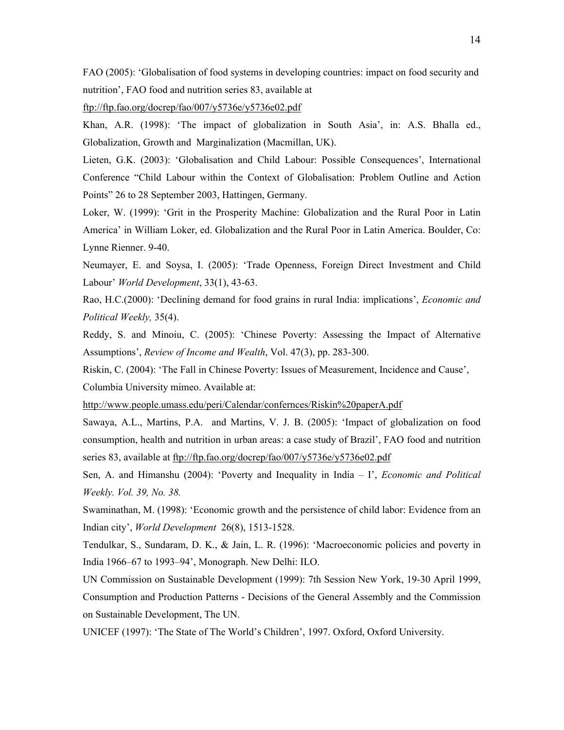FAO (2005): 'Globalisation of food systems in developing countries: impact on food security and nutrition', FAO food and nutrition series 83, available at ftp://ftp.fao.org/docrep/fao/007/y5736e/y5736e02.pdf

Khan, A.R. (1998): 'The impact of globalization in South Asia', in: A.S. Bhalla ed., Globalization, Growth and Marginalization (Macmillan, UK).

Lieten, G.K. (2003): 'Globalisation and Child Labour: Possible Consequences', International Conference "Child Labour within the Context of Globalisation: Problem Outline and Action Points" 26 to 28 September 2003, Hattingen, Germany.

Loker, W. (1999): 'Grit in the Prosperity Machine: Globalization and the Rural Poor in Latin America' in William Loker, ed. Globalization and the Rural Poor in Latin America. Boulder, Co: Lynne Rienner. 9-40.

Neumayer, E. and Soysa, I. (2005): 'Trade Openness, Foreign Direct Investment and Child Labour' *World Development*, 33(1), 43-63.

Rao, H.C.(2000): 'Declining demand for food grains in rural India: implications', *Economic and Political Weekly,* 35(4).

Reddy, S. and Minoiu, C. (2005): 'Chinese Poverty: Assessing the Impact of Alternative Assumptions', *Review of Income and Wealth*, Vol. 47(3), pp. 283-300.

Riskin, C. (2004): 'The Fall in Chinese Poverty: Issues of Measurement, Incidence and Cause', Columbia University mimeo. Available at: http://www.people.umass.edu/peri/Calendar/confernces/Riskin%20paperA.pdf

Sawaya, A.L., Martins, P.A. and Martins, V. J. B. (2005): 'Impact of globalization on food consumption, health and nutrition in urban areas: a case study of Brazil', FAO food and nutrition series 83, available at ftp://ftp.fao.org/docrep/fao/007/y5736e/y5736e02.pdf

Sen, A. and Himanshu (2004): 'Poverty and Inequality in India – I', *Economic and Political Weekly. Vol. 39, No. 38.*

Swaminathan, M. (1998): 'Economic growth and the persistence of child labor: Evidence from an Indian city', *World Development* 26(8), 1513-1528.

Tendulkar, S., Sundaram, D. K., & Jain, L. R. (1996): 'Macroeconomic policies and poverty in India 1966–67 to 1993–94', Monograph. New Delhi: ILO.

UN Commission on Sustainable Development (1999): 7th Session New York, 19-30 April 1999, Consumption and Production Patterns - Decisions of the General Assembly and the Commission on Sustainable Development, The UN.

UNICEF (1997): 'The State of The World's Children', 1997. Oxford, Oxford University.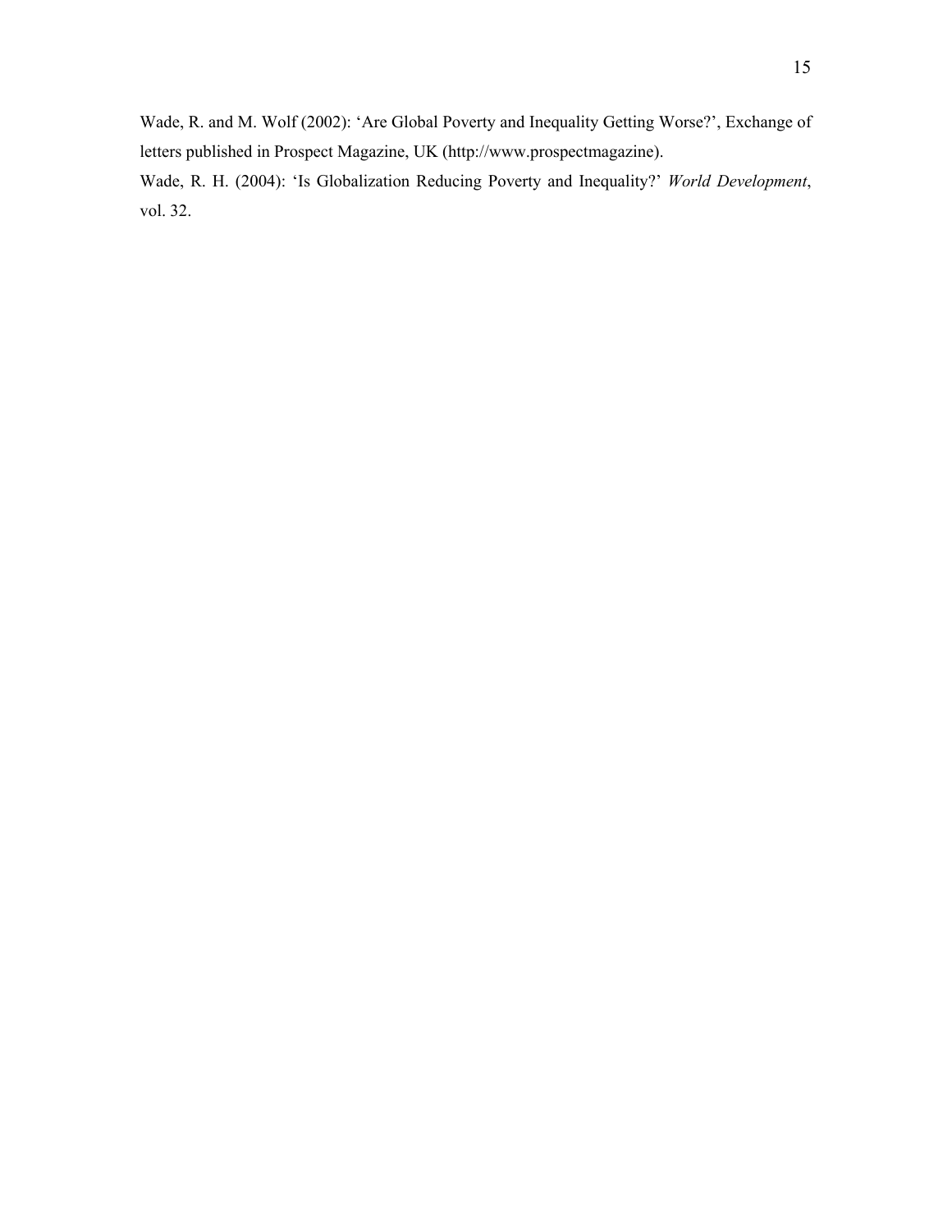Wade, R. and M. Wolf (2002): ‘Are Global Poverty and Inequality Getting Worse?’, Exchange of letters published in Prospect Magazine, UK (http://www.prospectmagazine).

Wade, R. H. (2004): ‘Is Globalization Reducing Poverty and Inequality?’ *World Development*, vol. 32.